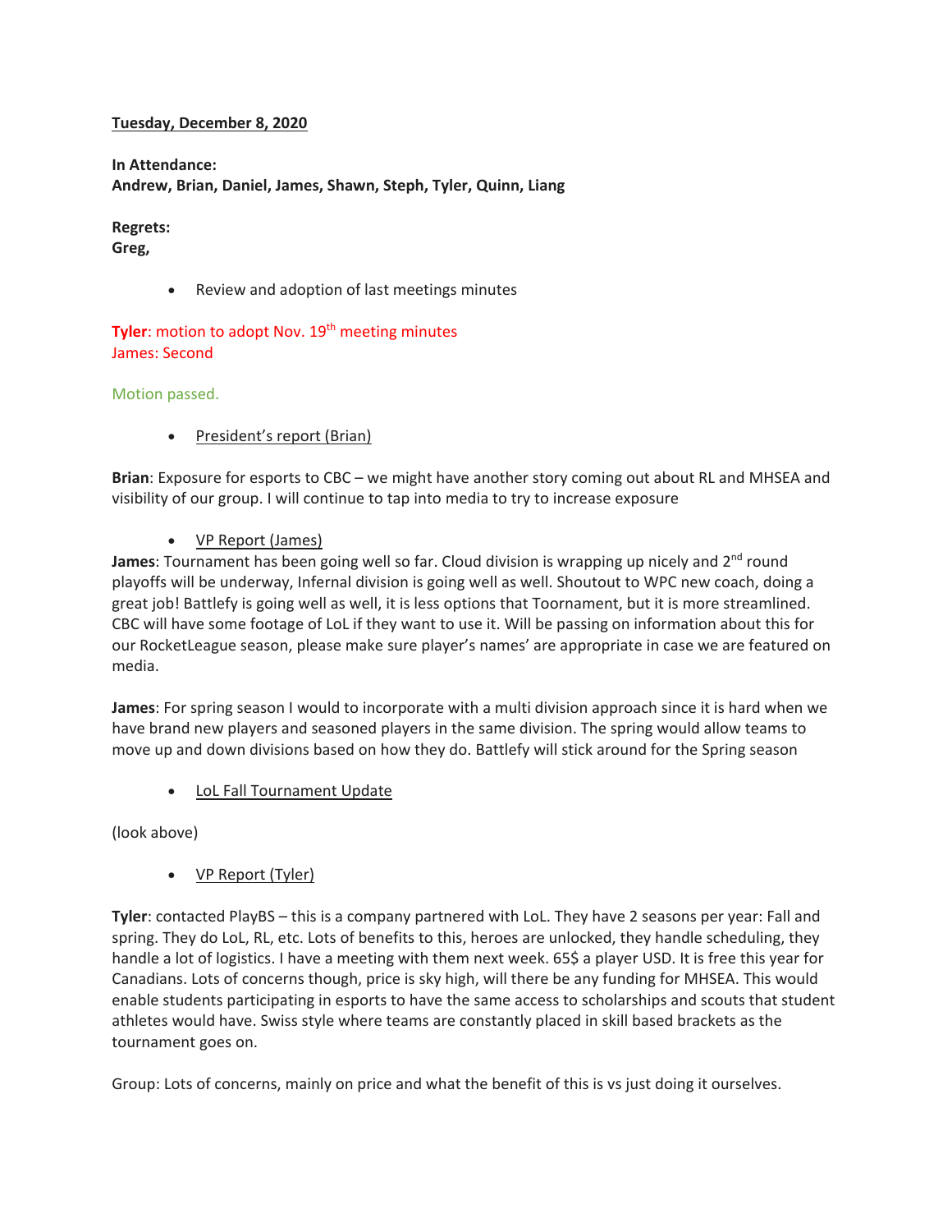**Tuesday, December 8, 2020**

**In Attendance:**
**Andrew, Brian, Daniel, James, Shawn, Steph, Tyler, Quinn, Liang**

**Regrets:**
**Greg,**

- Review and adoption of last meetings minutes

**Tyler**: motion to adopt Nov. 19th meeting minutes
James: Second

Motion passed.

- President's report (Brian)

**Brian**: Exposure for esports to CBC – we might have another story coming out about RL and MHSEA and visibility of our group. I will continue to tap into media to try to increase exposure

- VP Report (James)

**James**: Tournament has been going well so far. Cloud division is wrapping up nicely and 2nd round playoffs will be underway, Infernal division is going well as well. Shoutout to WPC new coach, doing a great job! Battlefy is going well as well, it is less options that Toornament, but it is more streamlined. CBC will have some footage of LoL if they want to use it. Will be passing on information about this for our RocketLeague season, please make sure player's names' are appropriate in case we are featured on media.

**James**: For spring season I would to incorporate with a multi division approach since it is hard when we have brand new players and seasoned players in the same division. The spring would allow teams to move up and down divisions based on how they do. Battlefy will stick around for the Spring season

- LoL Fall Tournament Update

(look above)

- VP Report (Tyler)

**Tyler**: contacted PlayBS – this is a company partnered with LoL. They have 2 seasons per year: Fall and spring. They do LoL, RL, etc. Lots of benefits to this, heroes are unlocked, they handle scheduling, they handle a lot of logistics. I have a meeting with them next week. 65$ a player USD. It is free this year for Canadians. Lots of concerns though, price is sky high, will there be any funding for MHSEA. This would enable students participating in esports to have the same access to scholarships and scouts that student athletes would have. Swiss style where teams are constantly placed in skill based brackets as the tournament goes on.

Group: Lots of concerns, mainly on price and what the benefit of this is vs just doing it ourselves.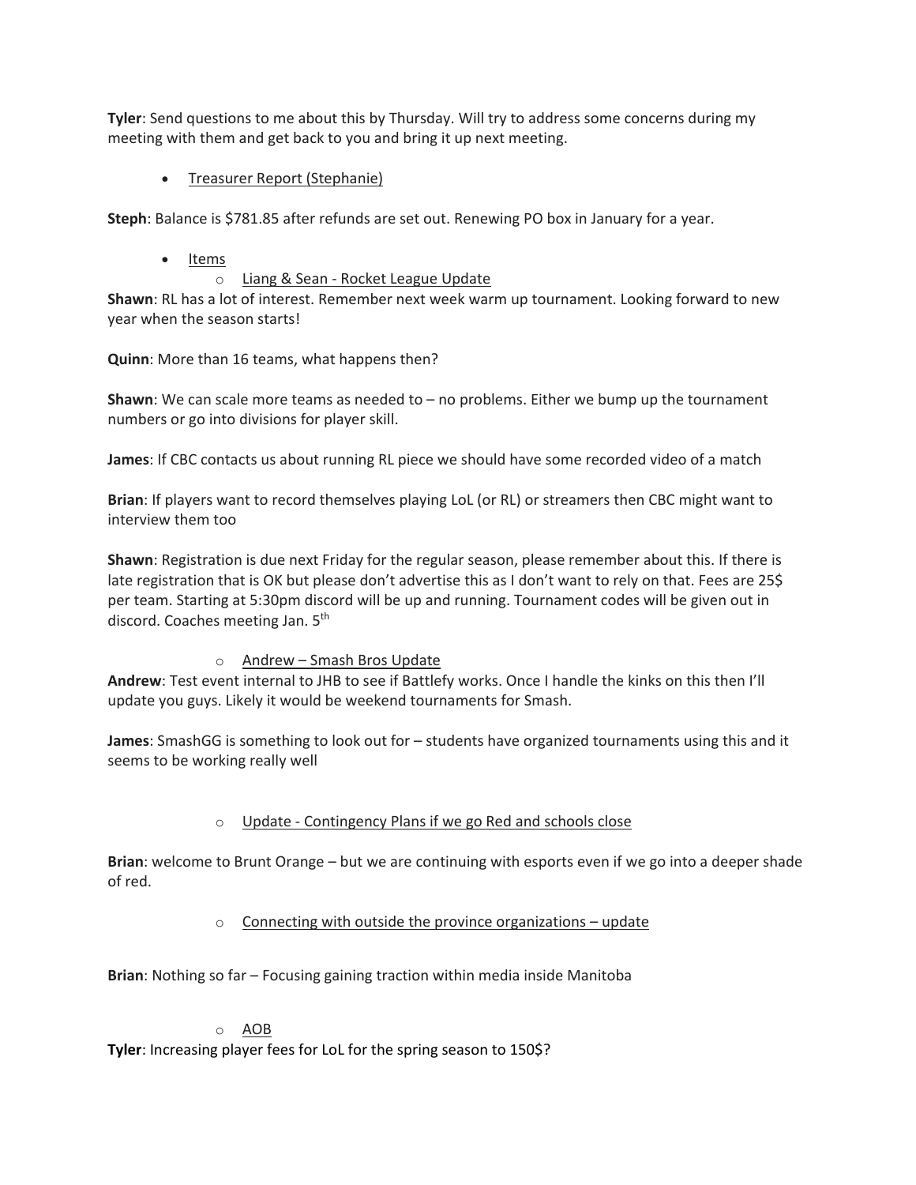**Tyler**: Send questions to me about this by Thursday. Will try to address some concerns during my meeting with them and get back to you and bring it up next meeting.

- <u>Treasurer Report (Stephanie)</u>

**Steph**: Balance is $781.85 after refunds are set out. Renewing PO box in January for a year.

- <u>Items</u>
  - <u>Liang & Sean - Rocket League Update</u>

**Shawn**: RL has a lot of interest. Remember next week warm up tournament. Looking forward to new year when the season starts!

**Quinn**: More than 16 teams, what happens then?

**Shawn**: We can scale more teams as needed to – no problems. Either we bump up the tournament numbers or go into divisions for player skill.

**James**: If CBC contacts us about running RL piece we should have some recorded video of a match

**Brian**: If players want to record themselves playing LoL (or RL) or streamers then CBC might want to interview them too

**Shawn**: Registration is due next Friday for the regular season, please remember about this. If there is late registration that is OK but please don't advertise this as I don't want to rely on that. Fees are 25$ per team. Starting at 5:30pm discord will be up and running. Tournament codes will be given out in discord. Coaches meeting Jan. 5th

  - <u>Andrew – Smash Bros Update</u>

**Andrew**: Test event internal to JHB to see if Battlefy works. Once I handle the kinks on this then I'll update you guys. Likely it would be weekend tournaments for Smash.

**James**: SmashGG is something to look out for – students have organized tournaments using this and it seems to be working really well

  - <u>Update - Contingency Plans if we go Red and schools close</u>

**Brian**: welcome to Brunt Orange – but we are continuing with esports even if we go into a deeper shade of red.

  - <u>Connecting with outside the province organizations – update</u>

**Brian**: Nothing so far – Focusing gaining traction within media inside Manitoba

  - <u>AOB</u>

**Tyler**: Increasing player fees for LoL for the spring season to 150$?